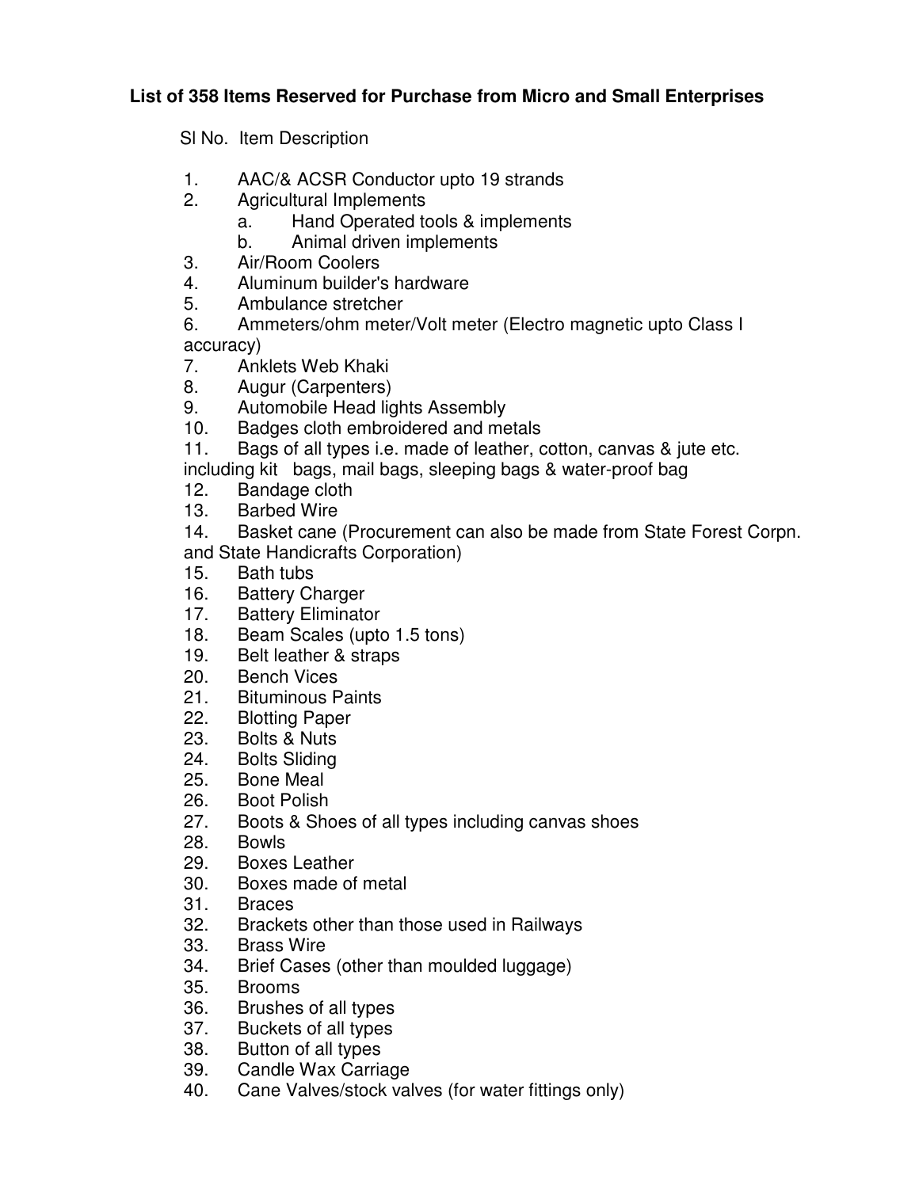**List of 358 Items Reserved for Purchase from Micro and Small Enterprises**

Sl No. Item Description

1. AAC/& ACSR Conductor upto 19 strands
2. Agricultural Implements
    a. Hand Operated tools & implements
    b. Animal driven implements
3. Air/Room Coolers
4. Aluminum builder's hardware
5. Ambulance stretcher
6. Ammeters/ohm meter/Volt meter (Electro magnetic upto Class I accuracy)
7. Anklets Web Khaki
8. Augur (Carpenters)
9. Automobile Head lights Assembly
10. Badges cloth embroidered and metals
11. Bags of all types i.e. made of leather, cotton, canvas & jute etc. including kit bags, mail bags, sleeping bags & water-proof bag
12. Bandage cloth
13. Barbed Wire
14. Basket cane (Procurement can also be made from State Forest Corpn. and State Handicrafts Corporation)
15. Bath tubs
16. Battery Charger
17. Battery Eliminator
18. Beam Scales (upto 1.5 tons)
19. Belt leather & straps
20. Bench Vices
21. Bituminous Paints
22. Blotting Paper
23. Bolts & Nuts
24. Bolts Sliding
25. Bone Meal
26. Boot Polish
27. Boots & Shoes of all types including canvas shoes
28. Bowls
29. Boxes Leather
30. Boxes made of metal
31. Braces
32. Brackets other than those used in Railways
33. Brass Wire
34. Brief Cases (other than moulded luggage)
35. Brooms
36. Brushes of all types
37. Buckets of all types
38. Button of all types
39. Candle Wax Carriage
40. Cane Valves/stock valves (for water fittings only)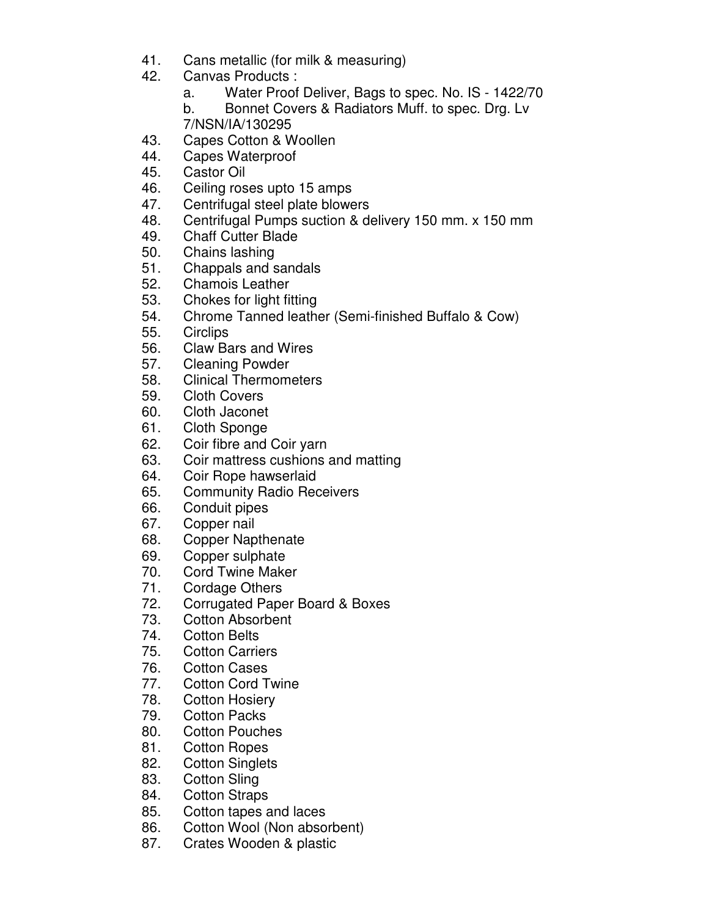41. Cans metallic (for milk & measuring)
42. Canvas Products :
    a. Water Proof Deliver, Bags to spec. No. IS - 1422/70
    b. Bonnet Covers & Radiators Muff. to spec. Drg. Lv 7/NSN/IA/130295
43. Capes Cotton & Woollen
44. Capes Waterproof
45. Castor Oil
46. Ceiling roses upto 15 amps
47. Centrifugal steel plate blowers
48. Centrifugal Pumps suction & delivery 150 mm. x 150 mm
49. Chaff Cutter Blade
50. Chains lashing
51. Chappals and sandals
52. Chamois Leather
53. Chokes for light fitting
54. Chrome Tanned leather (Semi-finished Buffalo & Cow)
55. Circlips
56. Claw Bars and Wires
57. Cleaning Powder
58. Clinical Thermometers
59. Cloth Covers
60. Cloth Jaconet
61. Cloth Sponge
62. Coir fibre and Coir yarn
63. Coir mattress cushions and matting
64. Coir Rope hawserlaid
65. Community Radio Receivers
66. Conduit pipes
67. Copper nail
68. Copper Napthenate
69. Copper sulphate
70. Cord Twine Maker
71. Cordage Others
72. Corrugated Paper Board & Boxes
73. Cotton Absorbent
74. Cotton Belts
75. Cotton Carriers
76. Cotton Cases
77. Cotton Cord Twine
78. Cotton Hosiery
79. Cotton Packs
80. Cotton Pouches
81. Cotton Ropes
82. Cotton Singlets
83. Cotton Sling
84. Cotton Straps
85. Cotton tapes and laces
86. Cotton Wool (Non absorbent)
87. Crates Wooden & plastic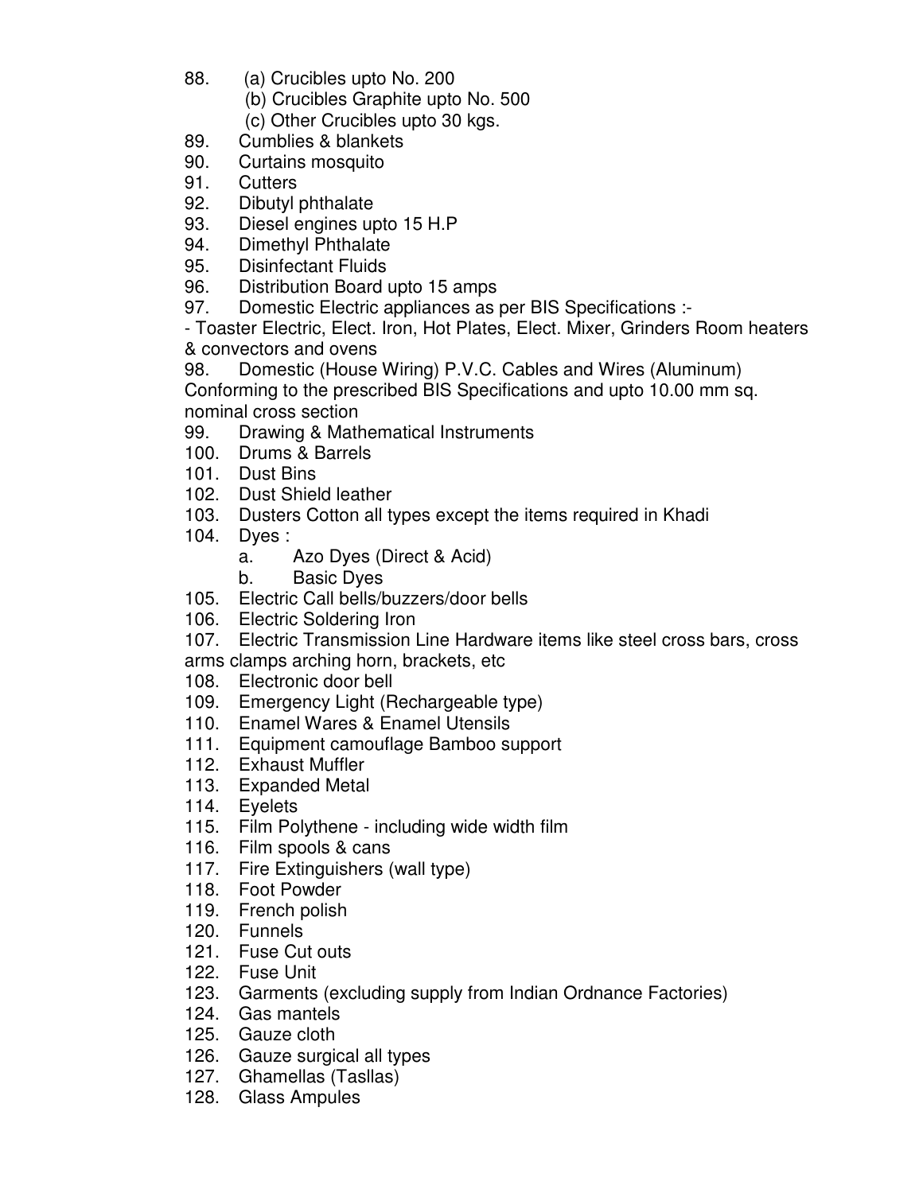88. (a) Crucibles upto No. 200
    (b) Crucibles Graphite upto No. 500
    (c) Other Crucibles upto 30 kgs.
89. Cumblies & blankets
90. Curtains mosquito
91. Cutters
92. Dibutyl phthalate
93. Diesel engines upto 15 H.P
94. Dimethyl Phthalate
95. Disinfectant Fluids
96. Distribution Board upto 15 amps
97. Domestic Electric appliances as per BIS Specifications :-
- Toaster Electric, Elect. Iron, Hot Plates, Elect. Mixer, Grinders Room heaters & convectors and ovens
98. Domestic (House Wiring) P.V.C. Cables and Wires (Aluminum) Conforming to the prescribed BIS Specifications and upto 10.00 mm sq. nominal cross section
99. Drawing & Mathematical Instruments
100. Drums & Barrels
101. Dust Bins
102. Dust Shield leather
103. Dusters Cotton all types except the items required in Khadi
104. Dyes :
    a. Azo Dyes (Direct & Acid)
    b. Basic Dyes
105. Electric Call bells/buzzers/door bells
106. Electric Soldering Iron
107. Electric Transmission Line Hardware items like steel cross bars, cross arms clamps arching horn, brackets, etc
108. Electronic door bell
109. Emergency Light (Rechargeable type)
110. Enamel Wares & Enamel Utensils
111. Equipment camouflage Bamboo support
112. Exhaust Muffler
113. Expanded Metal
114. Eyelets
115. Film Polythene - including wide width film
116. Film spools & cans
117. Fire Extinguishers (wall type)
118. Foot Powder
119. French polish
120. Funnels
121. Fuse Cut outs
122. Fuse Unit
123. Garments (excluding supply from Indian Ordnance Factories)
124. Gas mantels
125. Gauze cloth
126. Gauze surgical all types
127. Ghamellas (Tasllas)
128. Glass Ampules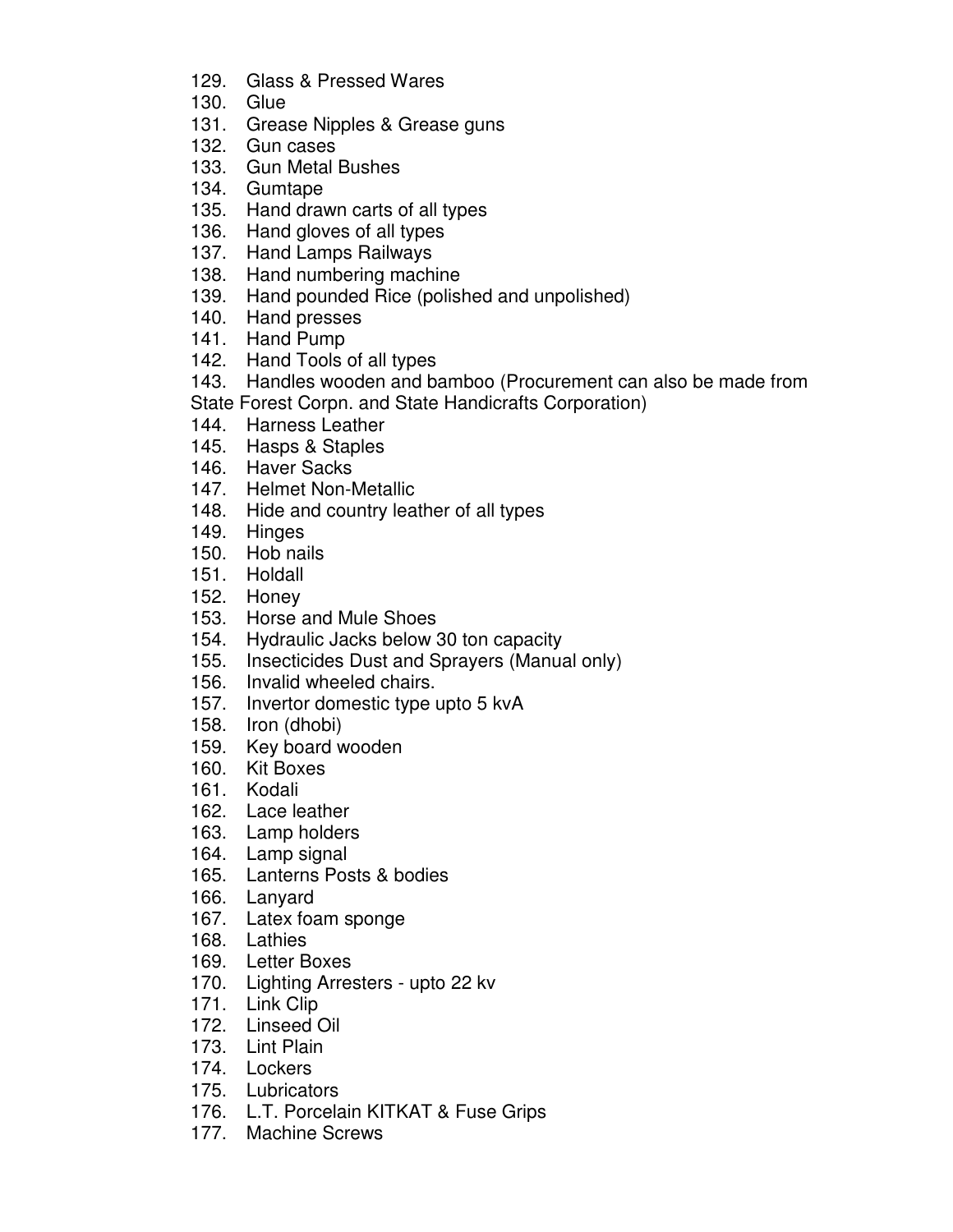129. Glass & Pressed Wares
130. Glue
131. Grease Nipples & Grease guns
132. Gun cases
133. Gun Metal Bushes
134. Gumtape
135. Hand drawn carts of all types
136. Hand gloves of all types
137. Hand Lamps Railways
138. Hand numbering machine
139. Hand pounded Rice (polished and unpolished)
140. Hand presses
141. Hand Pump
142. Hand Tools of all types
143. Handles wooden and bamboo (Procurement can also be made from State Forest Corpn. and State Handicrafts Corporation)
144. Harness Leather
145. Hasps & Staples
146. Haver Sacks
147. Helmet Non-Metallic
148. Hide and country leather of all types
149. Hinges
150. Hob nails
151. Holdall
152. Honey
153. Horse and Mule Shoes
154. Hydraulic Jacks below 30 ton capacity
155. Insecticides Dust and Sprayers (Manual only)
156. Invalid wheeled chairs.
157. Invertor domestic type upto 5 kvA
158. Iron (dhobi)
159. Key board wooden
160. Kit Boxes
161. Kodali
162. Lace leather
163. Lamp holders
164. Lamp signal
165. Lanterns Posts & bodies
166. Lanyard
167. Latex foam sponge
168. Lathies
169. Letter Boxes
170. Lighting Arresters - upto 22 kv
171. Link Clip
172. Linseed Oil
173. Lint Plain
174. Lockers
175. Lubricators
176. L.T. Porcelain KITKAT & Fuse Grips
177. Machine Screws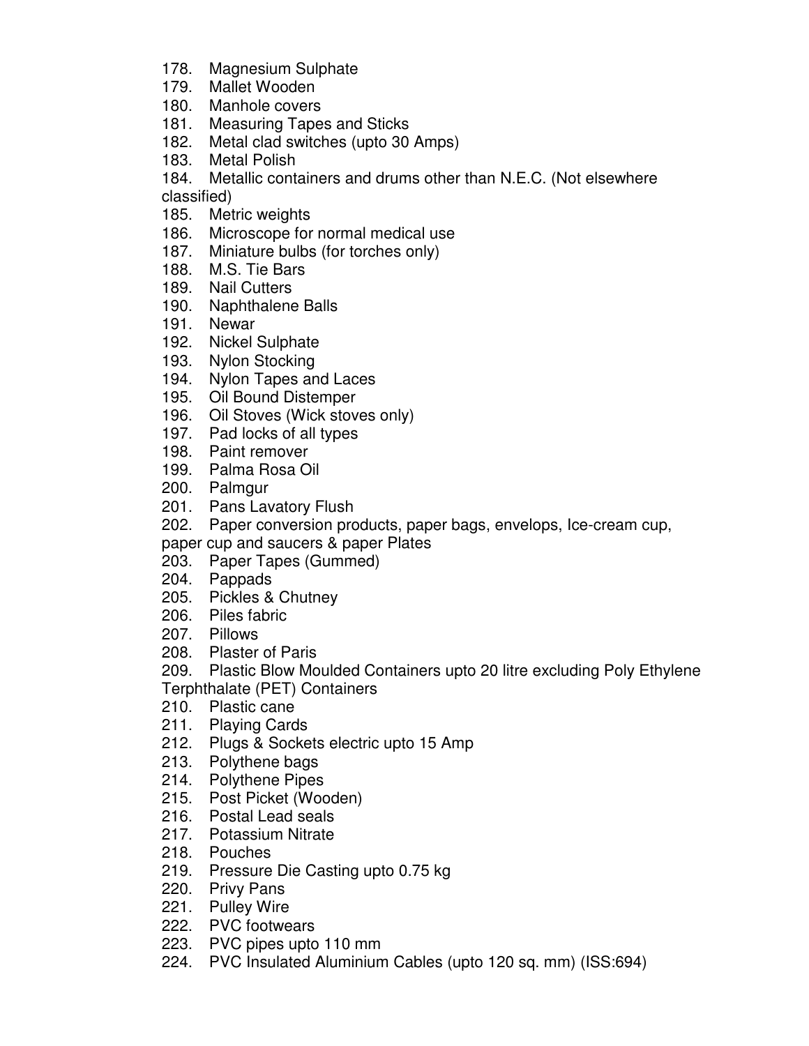178. Magnesium Sulphate
179. Mallet Wooden
180. Manhole covers
181. Measuring Tapes and Sticks
182. Metal clad switches (upto 30 Amps)
183. Metal Polish
184. Metallic containers and drums other than N.E.C. (Not elsewhere classified)
185. Metric weights
186. Microscope for normal medical use
187. Miniature bulbs (for torches only)
188. M.S. Tie Bars
189. Nail Cutters
190. Naphthalene Balls
191. Newar
192. Nickel Sulphate
193. Nylon Stocking
194. Nylon Tapes and Laces
195. Oil Bound Distemper
196. Oil Stoves (Wick stoves only)
197. Pad locks of all types
198. Paint remover
199. Palma Rosa Oil
200. Palmgur
201. Pans Lavatory Flush
202. Paper conversion products, paper bags, envelops, Ice-cream cup, paper cup and saucers & paper Plates
203. Paper Tapes (Gummed)
204. Pappads
205. Pickles & Chutney
206. Piles fabric
207. Pillows
208. Plaster of Paris
209. Plastic Blow Moulded Containers upto 20 litre excluding Poly Ethylene Terphthalate (PET) Containers
210. Plastic cane
211. Playing Cards
212. Plugs & Sockets electric upto 15 Amp
213. Polythene bags
214. Polythene Pipes
215. Post Picket (Wooden)
216. Postal Lead seals
217. Potassium Nitrate
218. Pouches
219. Pressure Die Casting upto 0.75 kg
220. Privy Pans
221. Pulley Wire
222. PVC footwears
223. PVC pipes upto 110 mm
224. PVC Insulated Aluminium Cables (upto 120 sq. mm) (ISS:694)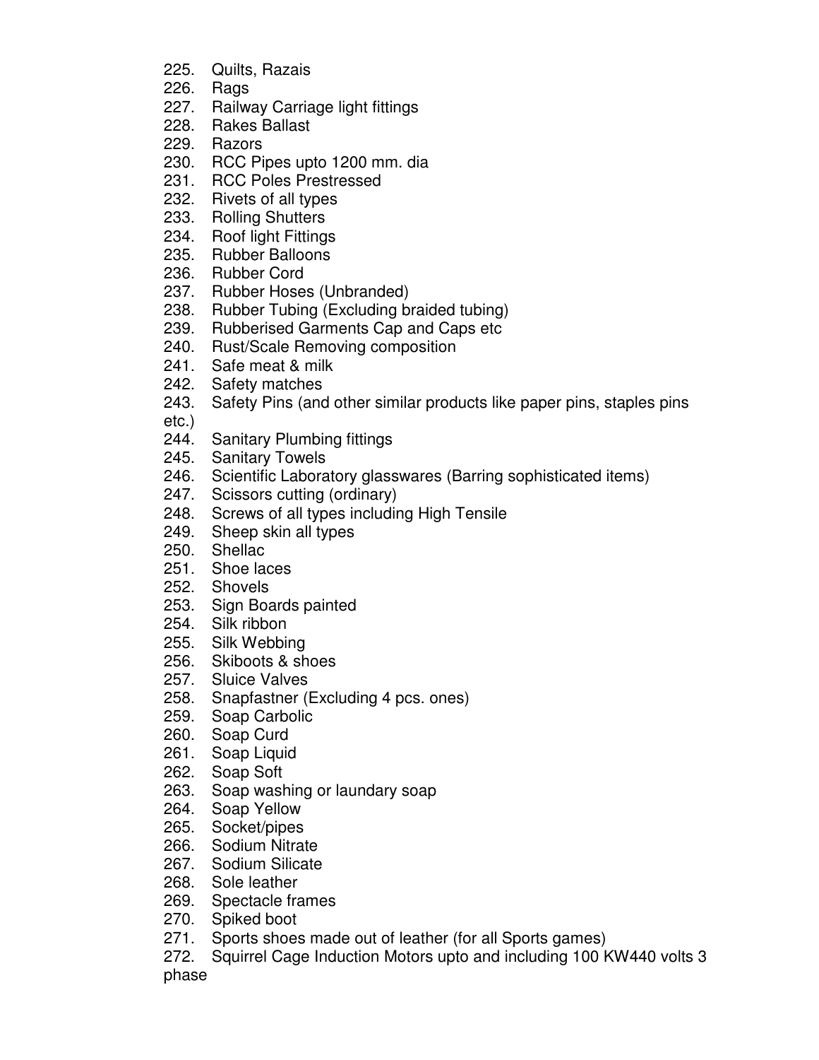225. Quilts, Razais
226. Rags
227. Railway Carriage light fittings
228. Rakes Ballast
229. Razors
230. RCC Pipes upto 1200 mm. dia
231. RCC Poles Prestressed
232. Rivets of all types
233. Rolling Shutters
234. Roof light Fittings
235. Rubber Balloons
236. Rubber Cord
237. Rubber Hoses (Unbranded)
238. Rubber Tubing (Excluding braided tubing)
239. Rubberised Garments Cap and Caps etc
240. Rust/Scale Removing composition
241. Safe meat & milk
242. Safety matches
243. Safety Pins (and other similar products like paper pins, staples pins etc.)
244. Sanitary Plumbing fittings
245. Sanitary Towels
246. Scientific Laboratory glasswares (Barring sophisticated items)
247. Scissors cutting (ordinary)
248. Screws of all types including High Tensile
249. Sheep skin all types
250. Shellac
251. Shoe laces
252. Shovels
253. Sign Boards painted
254. Silk ribbon
255. Silk Webbing
256. Skiboots & shoes
257. Sluice Valves
258. Snapfastner (Excluding 4 pcs. ones)
259. Soap Carbolic
260. Soap Curd
261. Soap Liquid
262. Soap Soft
263. Soap washing or laundary soap
264. Soap Yellow
265. Socket/pipes
266. Sodium Nitrate
267. Sodium Silicate
268. Sole leather
269. Spectacle frames
270. Spiked boot
271. Sports shoes made out of leather (for all Sports games)
272. Squirrel Cage Induction Motors upto and including 100 KW440 volts 3 phase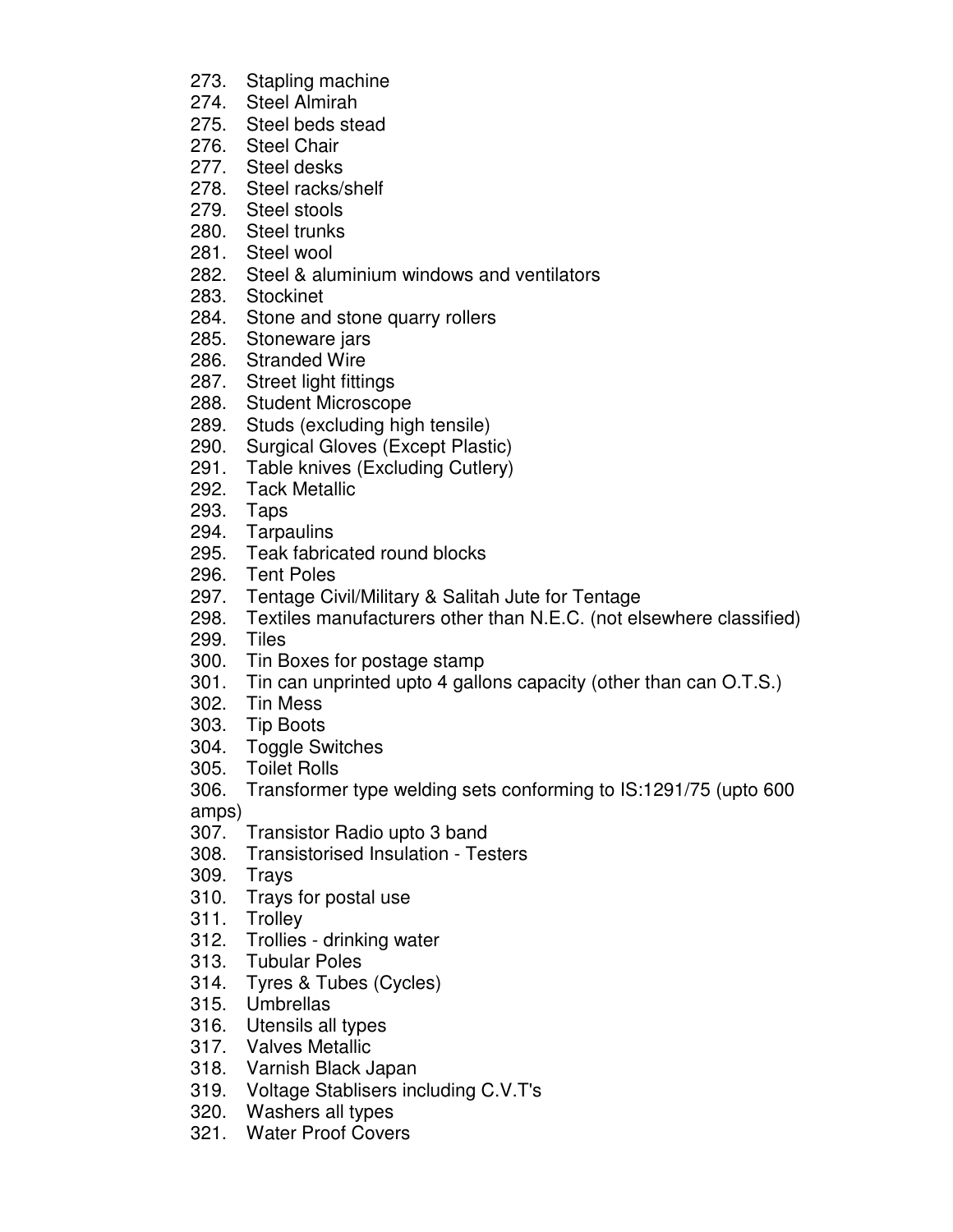273. Stapling machine
274. Steel Almirah
275. Steel beds stead
276. Steel Chair
277. Steel desks
278. Steel racks/shelf
279. Steel stools
280. Steel trunks
281. Steel wool
282. Steel & aluminium windows and ventilators
283. Stockinet
284. Stone and stone quarry rollers
285. Stoneware jars
286. Stranded Wire
287. Street light fittings
288. Student Microscope
289. Studs (excluding high tensile)
290. Surgical Gloves (Except Plastic)
291. Table knives (Excluding Cutlery)
292. Tack Metallic
293. Taps
294. Tarpaulins
295. Teak fabricated round blocks
296. Tent Poles
297. Tentage Civil/Military & Salitah Jute for Tentage
298. Textiles manufacturers other than N.E.C. (not elsewhere classified)
299. Tiles
300. Tin Boxes for postage stamp
301. Tin can unprinted upto 4 gallons capacity (other than can O.T.S.)
302. Tin Mess
303. Tip Boots
304. Toggle Switches
305. Toilet Rolls
306. Transformer type welding sets conforming to IS:1291/75 (upto 600 amps)
307. Transistor Radio upto 3 band
308. Transistorised Insulation - Testers
309. Trays
310. Trays for postal use
311. Trolley
312. Trollies - drinking water
313. Tubular Poles
314. Tyres & Tubes (Cycles)
315. Umbrellas
316. Utensils all types
317. Valves Metallic
318. Varnish Black Japan
319. Voltage Stablisers including C.V.T's
320. Washers all types
321. Water Proof Covers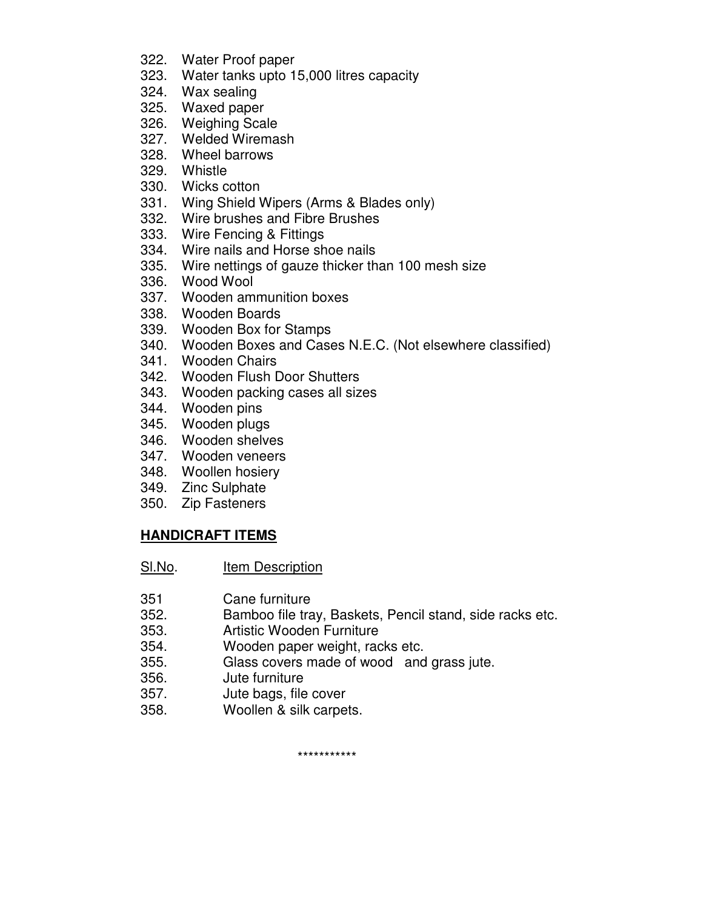322. Water Proof paper
323. Water tanks upto 15,000 litres capacity
324. Wax sealing
325. Waxed paper
326. Weighing Scale
327. Welded Wiremash
328. Wheel barrows
329. Whistle
330. Wicks cotton
331. Wing Shield Wipers (Arms & Blades only)
332. Wire brushes and Fibre Brushes
333. Wire Fencing & Fittings
334. Wire nails and Horse shoe nails
335. Wire nettings of gauze thicker than 100 mesh size
336. Wood Wool
337. Wooden ammunition boxes
338. Wooden Boards
339. Wooden Box for Stamps
340. Wooden Boxes and Cases N.E.C. (Not elsewhere classified)
341. Wooden Chairs
342. Wooden Flush Door Shutters
343. Wooden packing cases all sizes
344. Wooden pins
345. Wooden plugs
346. Wooden shelves
347. Wooden veneers
348. Woollen hosiery
349. Zinc Sulphate
350. Zip Fasteners

## HANDICRAFT ITEMS

| Sl.No. | Item Description |
|---|---|
| 351 | Cane furniture |
| 352. | Bamboo file tray, Baskets, Pencil stand, side racks etc. |
| 353. | Artistic Wooden Furniture |
| 354. | Wooden paper weight, racks etc. |
| 355. | Glass covers made of wood and grass jute. |
| 356. | Jute furniture |
| 357. | Jute bags, file cover |
| 358. | Woollen & silk carpets. |

***********